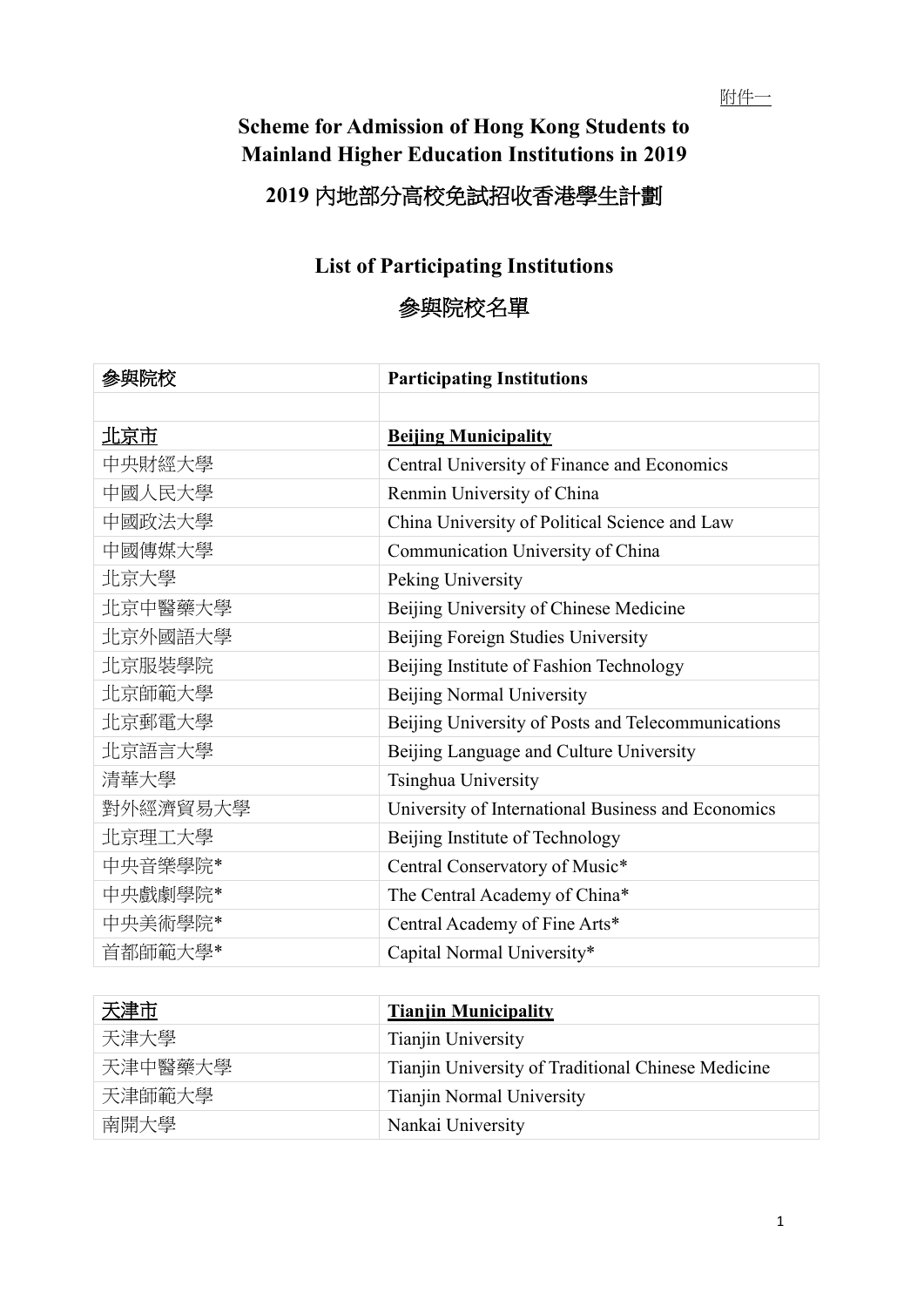附件一

# Scheme for Admission of Hong Kong Students to Mainland Higher Education Institutions in 2019

# 2019 內地部分高校免試招收香港學生計劃

## List of Participating Institutions

## 參與院校名單

| 參與院校 | **Participating Institutions** |
|---|---|
| | |
| **北京市** | **Beijing Municipality** |
| 中央財經大學 | Central University of Finance and Economics |
| 中國人民大學 | Renmin University of China |
| 中國政法大學 | China University of Political Science and Law |
| 中國傳媒大學 | Communication University of China |
| 北京大學 | Peking University |
| 北京中醫藥大學 | Beijing University of Chinese Medicine |
| 北京外國語大學 | Beijing Foreign Studies University |
| 北京服裝學院 | Beijing Institute of Fashion Technology |
| 北京師範大學 | Beijing Normal University |
| 北京郵電大學 | Beijing University of Posts and Telecommunications |
| 北京語言大學 | Beijing Language and Culture University |
| 清華大學 | Tsinghua University |
| 對外經濟貿易大學 | University of International Business and Economics |
| 北京理工大學 | Beijing Institute of Technology |
| 中央音樂學院* | Central Conservatory of Music* |
| 中央戲劇學院* | The Central Academy of China* |
| 中央美術學院* | Central Academy of Fine Arts* |
| 首都師範大學* | Capital Normal University* |

| **天津市** | **Tianjin Municipality** |
|---|---|
| 天津大學 | Tianjin University |
| 天津中醫藥大學 | Tianjin University of Traditional Chinese Medicine |
| 天津師範大學 | Tianjin Normal University |
| 南開大學 | Nankai University |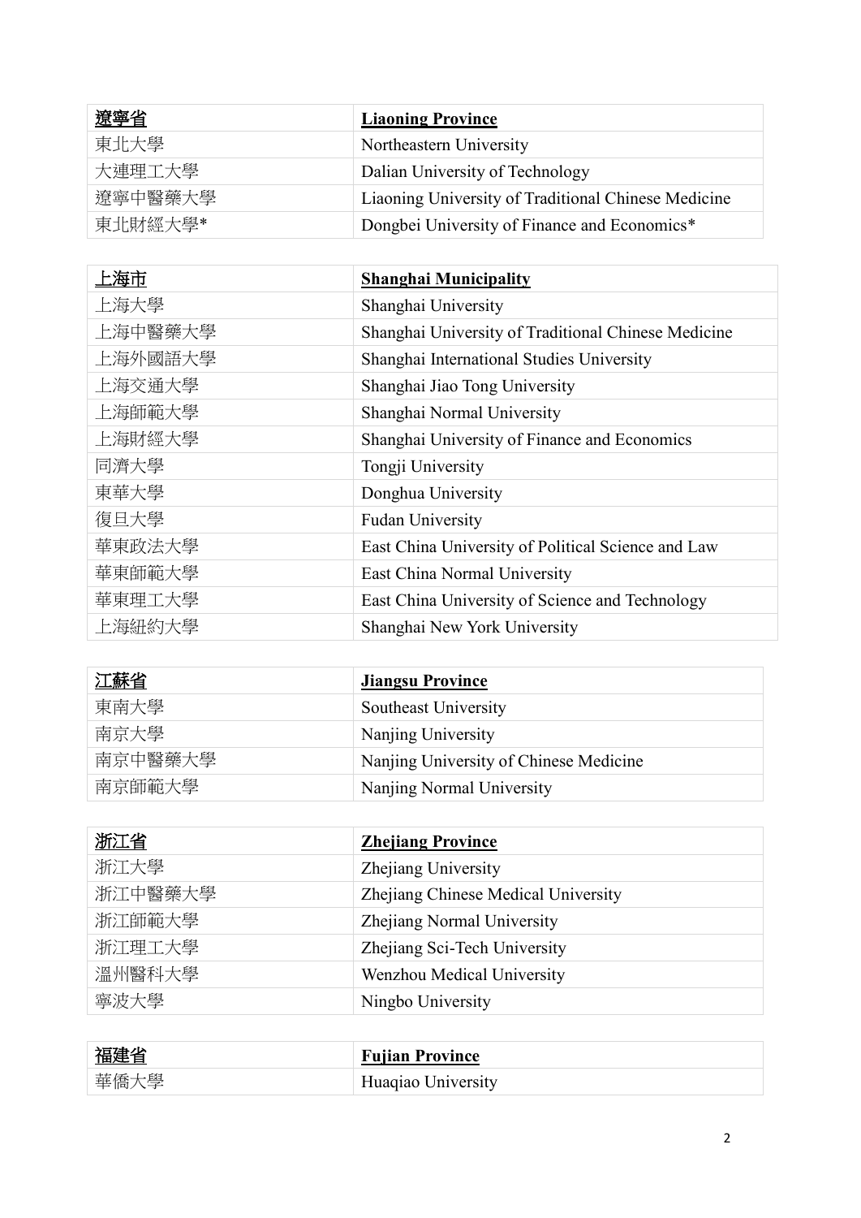| <u>遼寧省</u> | **<u>Liaoning Province</u>** |
|---|---|
| 東北大學 | Northeastern University |
| 大連理工大學 | Dalian University of Technology |
| 遼寧中醫藥大學 | Liaoning University of Traditional Chinese Medicine |
| 東北財經大學* | Dongbei University of Finance and Economics* |

| <u>上海市</u> | **<u>Shanghai Municipality</u>** |
|---|---|
| 上海大學 | Shanghai University |
| 上海中醫藥大學 | Shanghai University of Traditional Chinese Medicine |
| 上海外國語大學 | Shanghai International Studies University |
| 上海交通大學 | Shanghai Jiao Tong University |
| 上海師範大學 | Shanghai Normal University |
| 上海財經大學 | Shanghai University of Finance and Economics |
| 同濟大學 | Tongji University |
| 東華大學 | Donghua University |
| 復旦大學 | Fudan University |
| 華東政法大學 | East China University of Political Science and Law |
| 華東師範大學 | East China Normal University |
| 華東理工大學 | East China University of Science and Technology |
| 上海紐約大學 | Shanghai New York University |

| <u>江蘇省</u> | **<u>Jiangsu Province</u>** |
|---|---|
| 東南大學 | Southeast University |
| 南京大學 | Nanjing University |
| 南京中醫藥大學 | Nanjing University of Chinese Medicine |
| 南京師範大學 | Nanjing Normal University |

| <u>浙江省</u> | **<u>Zhejiang Province</u>** |
|---|---|
| 浙江大學 | Zhejiang University |
| 浙江中醫藥大學 | Zhejiang Chinese Medical University |
| 浙江師範大學 | Zhejiang Normal University |
| 浙江理工大學 | Zhejiang Sci-Tech University |
| 溫州醫科大學 | Wenzhou Medical University |
| 寧波大學 | Ningbo University |

| <u>福建省</u> | **<u>Fujian Province</u>** |
|---|---|
| 華僑大學 | Huaqiao University |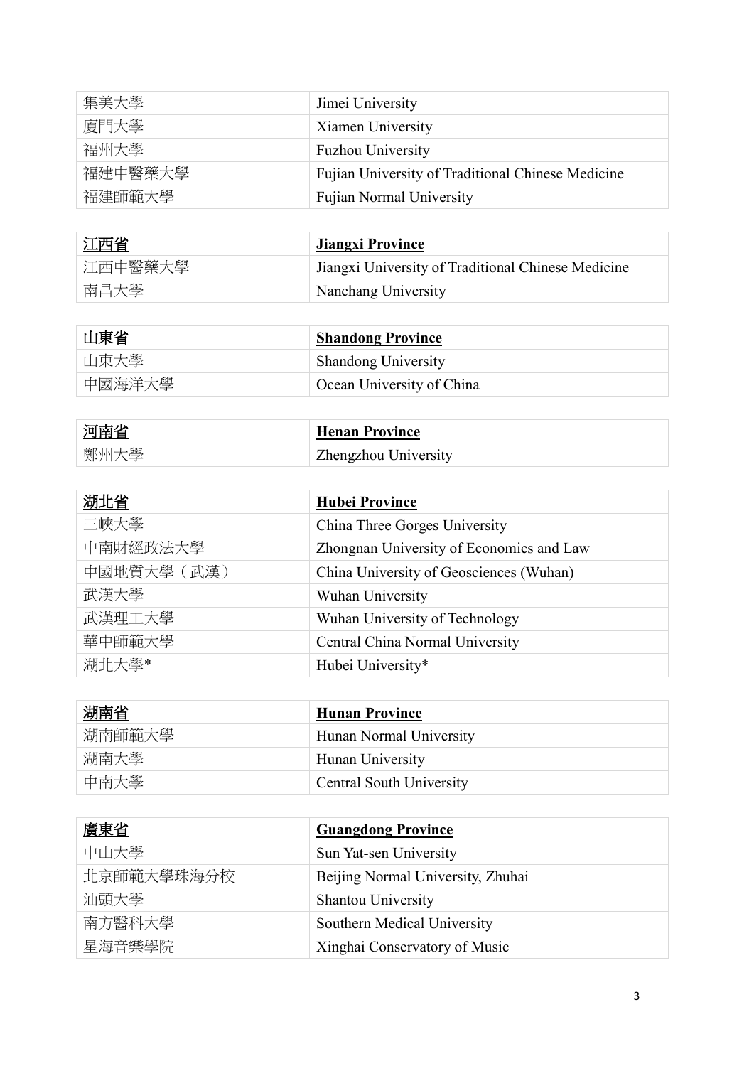| 集美大學 | Jimei University |
|---|---|
| 廈門大學 | Xiamen University |
| 福州大學 | Fuzhou University |
| 福建中醫藥大學 | Fujian University of Traditional Chinese Medicine |
| 福建師範大學 | Fujian Normal University |

| **江西省** | **Jiangxi Province** |
|---|---|
| 江西中醫藥大學 | Jiangxi University of Traditional Chinese Medicine |
| 南昌大學 | Nanchang University |

| **山東省** | **Shandong Province** |
|---|---|
| 山東大學 | Shandong University |
| 中國海洋大學 | Ocean University of China |

| **河南省** | **Henan Province** |
|---|---|
| 鄭州大學 | Zhengzhou University |

| **湖北省** | **Hubei Province** |
|---|---|
| 三峽大學 | China Three Gorges University |
| 中南財經政法大學 | Zhongnan University of Economics and Law |
| 中國地質大學（武漢） | China University of Geosciences (Wuhan) |
| 武漢大學 | Wuhan University |
| 武漢理工大學 | Wuhan University of Technology |
| 華中師範大學 | Central China Normal University |
| 湖北大學* | Hubei University* |

| **湖南省** | **Hunan Province** |
|---|---|
| 湖南師範大學 | Hunan Normal University |
| 湖南大學 | Hunan University |
| 中南大學 | Central South University |

| **廣東省** | **Guangdong Province** |
|---|---|
| 中山大學 | Sun Yat-sen University |
| 北京師範大學珠海分校 | Beijing Normal University, Zhuhai |
| 汕頭大學 | Shantou University |
| 南方醫科大學 | Southern Medical University |
| 星海音樂學院 | Xinghai Conservatory of Music |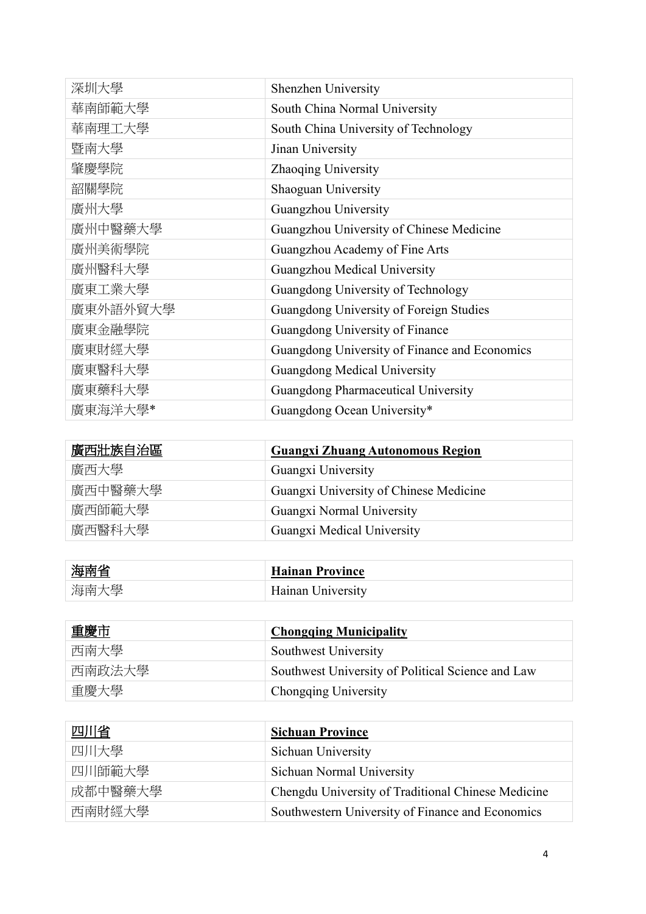| 深圳大學 | Shenzhen University |
| --- | --- |
| 華南師範大學 | South China Normal University |
| 華南理工大學 | South China University of Technology |
| 暨南大學 | Jinan University |
| 肇慶學院 | Zhaoqing University |
| 韶關學院 | Shaoguan University |
| 廣州大學 | Guangzhou University |
| 廣州中醫藥大學 | Guangzhou University of Chinese Medicine |
| 廣州美術學院 | Guangzhou Academy of Fine Arts |
| 廣州醫科大學 | Guangzhou Medical University |
| 廣東工業大學 | Guangdong University of Technology |
| 廣東外語外貿大學 | Guangdong University of Foreign Studies |
| 廣東金融學院 | Guangdong University of Finance |
| 廣東財經大學 | Guangdong University of Finance and Economics |
| 廣東醫科大學 | Guangdong Medical University |
| 廣東藥科大學 | Guangdong Pharmaceutical University |
| 廣東海洋大學* | Guangdong Ocean University* |

| **廣西壯族自治區** | **Guangxi Zhuang Autonomous Region** |
| --- | --- |
| 廣西大學 | Guangxi University |
| 廣西中醫藥大學 | Guangxi University of Chinese Medicine |
| 廣西師範大學 | Guangxi Normal University |
| 廣西醫科大學 | Guangxi Medical University |

| **海南省** | **Hainan Province** |
| --- | --- |
| 海南大學 | Hainan University |

| **重慶市** | **Chongqing Municipality** |
| --- | --- |
| 西南大學 | Southwest University |
| 西南政法大學 | Southwest University of Political Science and Law |
| 重慶大學 | Chongqing University |

| **四川省** | **Sichuan Province** |
| --- | --- |
| 四川大學 | Sichuan University |
| 四川師範大學 | Sichuan Normal University |
| 成都中醫藥大學 | Chengdu University of Traditional Chinese Medicine |
| 西南財經大學 | Southwestern University of Finance and Economics |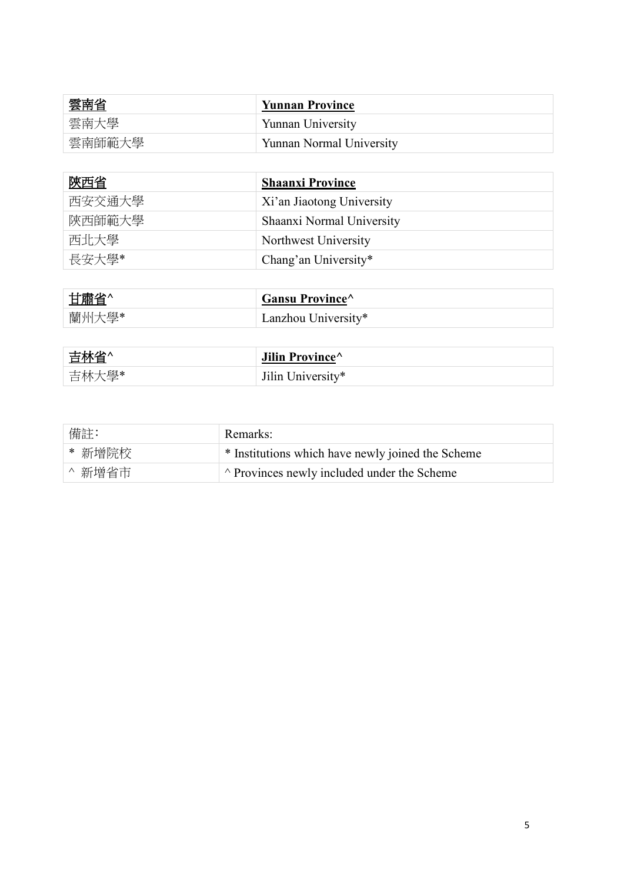| 雲南省 | **Yunnan Province** |
| --- | --- |
| 雲南大學 | Yunnan University |
| 雲南師範大學 | Yunnan Normal University |

| 陝西省 | **Shaanxi Province** |
| --- | --- |
| 西安交通大學 | Xi'an Jiaotong University |
| 陝西師範大學 | Shaanxi Normal University |
| 西北大學 | Northwest University |
| 長安大學* | Chang'an University* |

| 甘肅省^ | **Gansu Province^** |
| --- | --- |
| 蘭州大學* | Lanzhou University* |

| 吉林省^ | **Jilin Province^** |
| --- | --- |
| 吉林大學* | Jilin University* |

| 備註: | Remarks: |
| --- | --- |
| * 新增院校 | * Institutions which have newly joined the Scheme |
| ^ 新增省市 | ^ Provinces newly included under the Scheme |